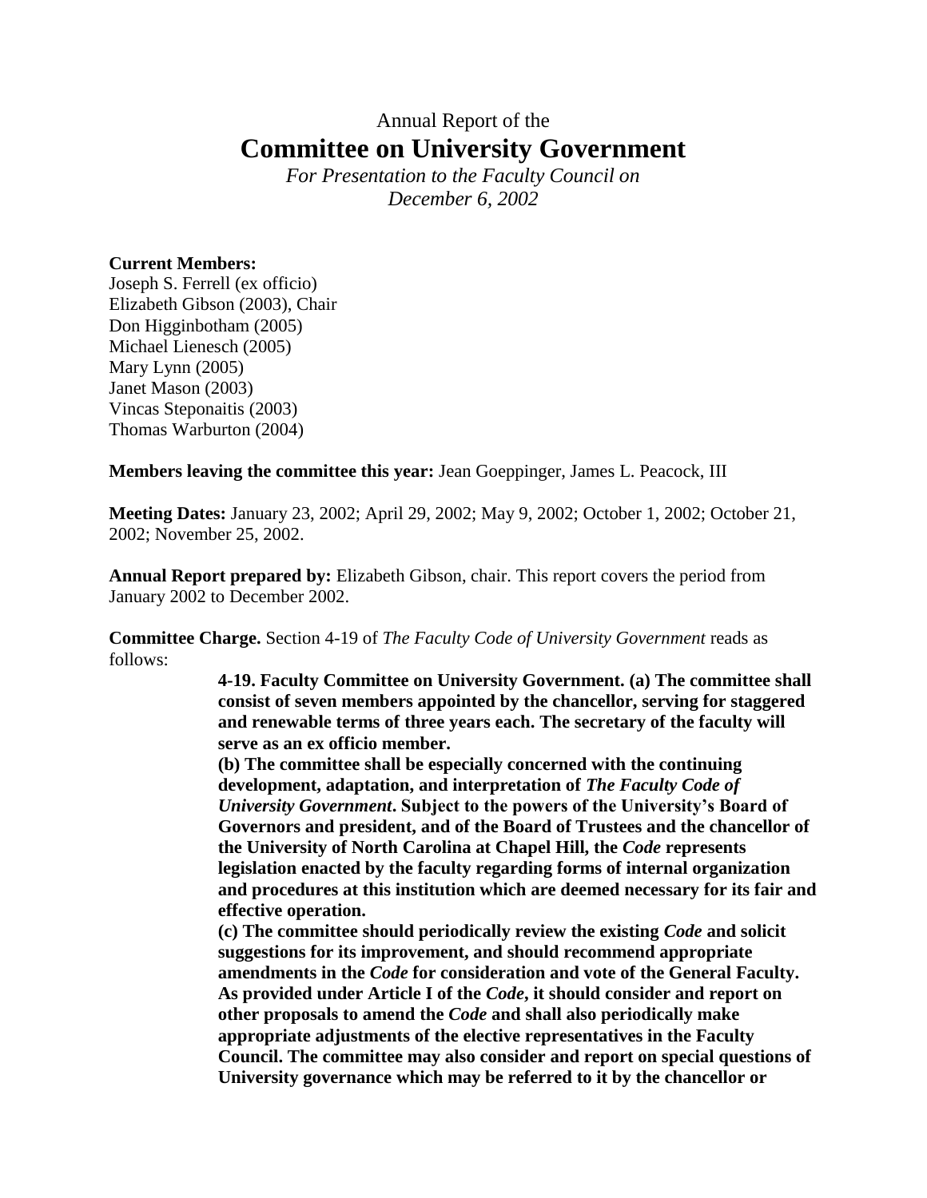Annual Report of the

# Committee on University Government

*For Presentation to the Faculty Council on December 6, 2002*

**Current Members:**
Joseph S. Ferrell (ex officio)
Elizabeth Gibson (2003), Chair
Don Higginbotham (2005)
Michael Lienesch (2005)
Mary Lynn (2005)
Janet Mason (2003)
Vincas Steponaitis (2003)
Thomas Warburton (2004)

**Members leaving the committee this year:** Jean Goeppinger, James L. Peacock, III

**Meeting Dates:** January 23, 2002; April 29, 2002; May 9, 2002; October 1, 2002; October 21, 2002; November 25, 2002.

**Annual Report prepared by:** Elizabeth Gibson, chair. This report covers the period from January 2002 to December 2002.

**Committee Charge.** Section 4-19 of *The Faculty Code of University Government* reads as follows:

> **4-19. Faculty Committee on University Government. (a) The committee shall consist of seven members appointed by the chancellor, serving for staggered and renewable terms of three years each. The secretary of the faculty will serve as an ex officio member.**
>
> **(b) The committee shall be especially concerned with the continuing development, adaptation, and interpretation of *The Faculty Code of University Government*. Subject to the powers of the University's Board of Governors and president, and of the Board of Trustees and the chancellor of the University of North Carolina at Chapel Hill, the *Code* represents legislation enacted by the faculty regarding forms of internal organization and procedures at this institution which are deemed necessary for its fair and effective operation.**
>
> **(c) The committee should periodically review the existing *Code* and solicit suggestions for its improvement, and should recommend appropriate amendments in the *Code* for consideration and vote of the General Faculty. As provided under Article I of the *Code*, it should consider and report on other proposals to amend the *Code* and shall also periodically make appropriate adjustments of the elective representatives in the Faculty Council. The committee may also consider and report on special questions of University governance which may be referred to it by the chancellor or**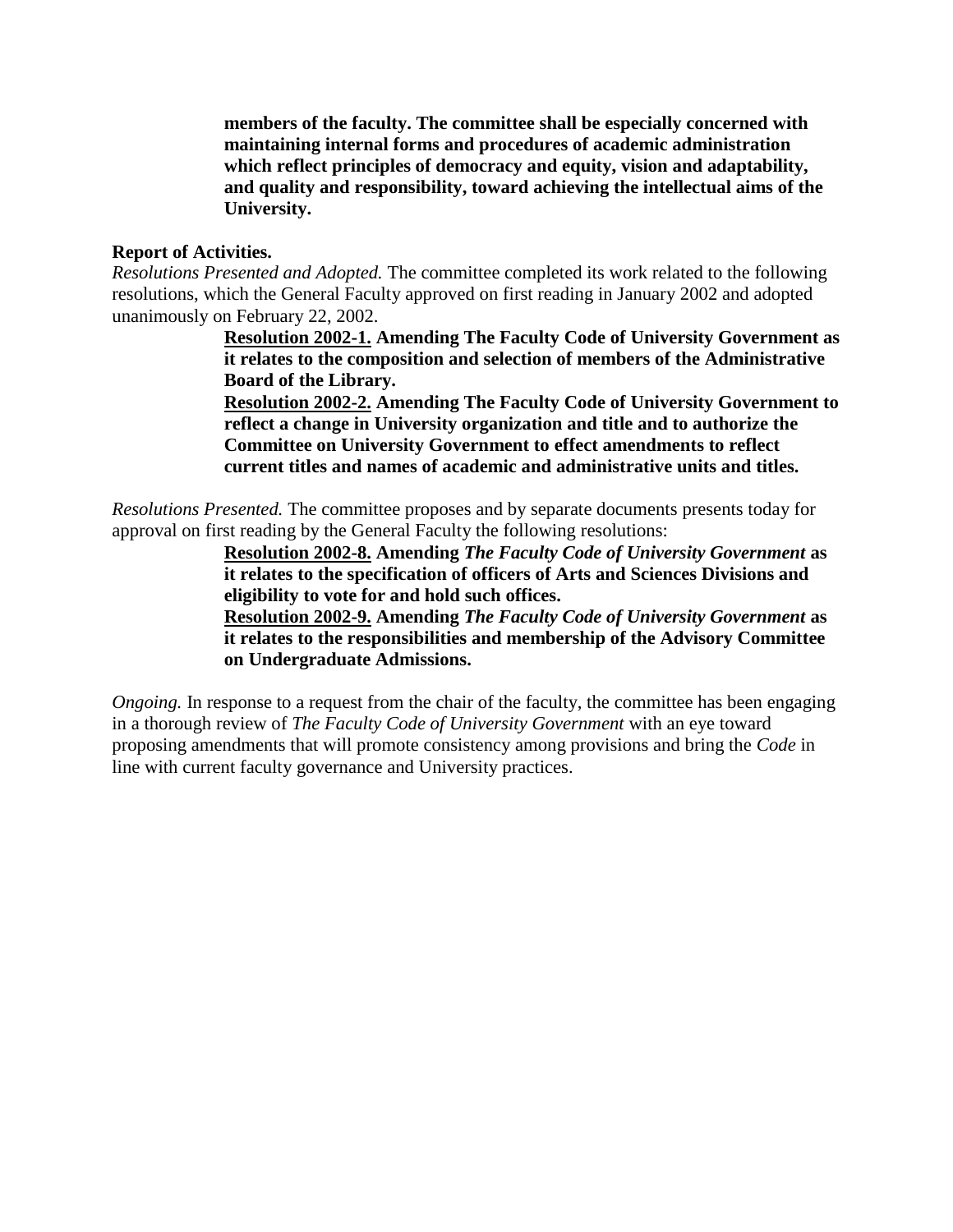**members of the faculty. The committee shall be especially concerned with maintaining internal forms and procedures of academic administration which reflect principles of democracy and equity, vision and adaptability, and quality and responsibility, toward achieving the intellectual aims of the University.**

**Report of Activities.**

*Resolutions Presented and Adopted.* The committee completed its work related to the following resolutions, which the General Faculty approved on first reading in January 2002 and adopted unanimously on February 22, 2002.

> **<u>Resolution 2002-1.</u> Amending The Faculty Code of University Government as it relates to the composition and selection of members of the Administrative Board of the Library.**
>
> **<u>Resolution 2002-2.</u> Amending The Faculty Code of University Government to reflect a change in University organization and title and to authorize the Committee on University Government to effect amendments to reflect current titles and names of academic and administrative units and titles.**

*Resolutions Presented.* The committee proposes and by separate documents presents today for approval on first reading by the General Faculty the following resolutions:

> **<u>Resolution 2002-8.</u> Amending *The Faculty Code of University Government* as it relates to the specification of officers of Arts and Sciences Divisions and eligibility to vote for and hold such offices.**
>
> **<u>Resolution 2002-9.</u> Amending *The Faculty Code of University Government* as it relates to the responsibilities and membership of the Advisory Committee on Undergraduate Admissions.**

*Ongoing.* In response to a request from the chair of the faculty, the committee has been engaging in a thorough review of *The Faculty Code of University Government* with an eye toward proposing amendments that will promote consistency among provisions and bring the *Code* in line with current faculty governance and University practices.